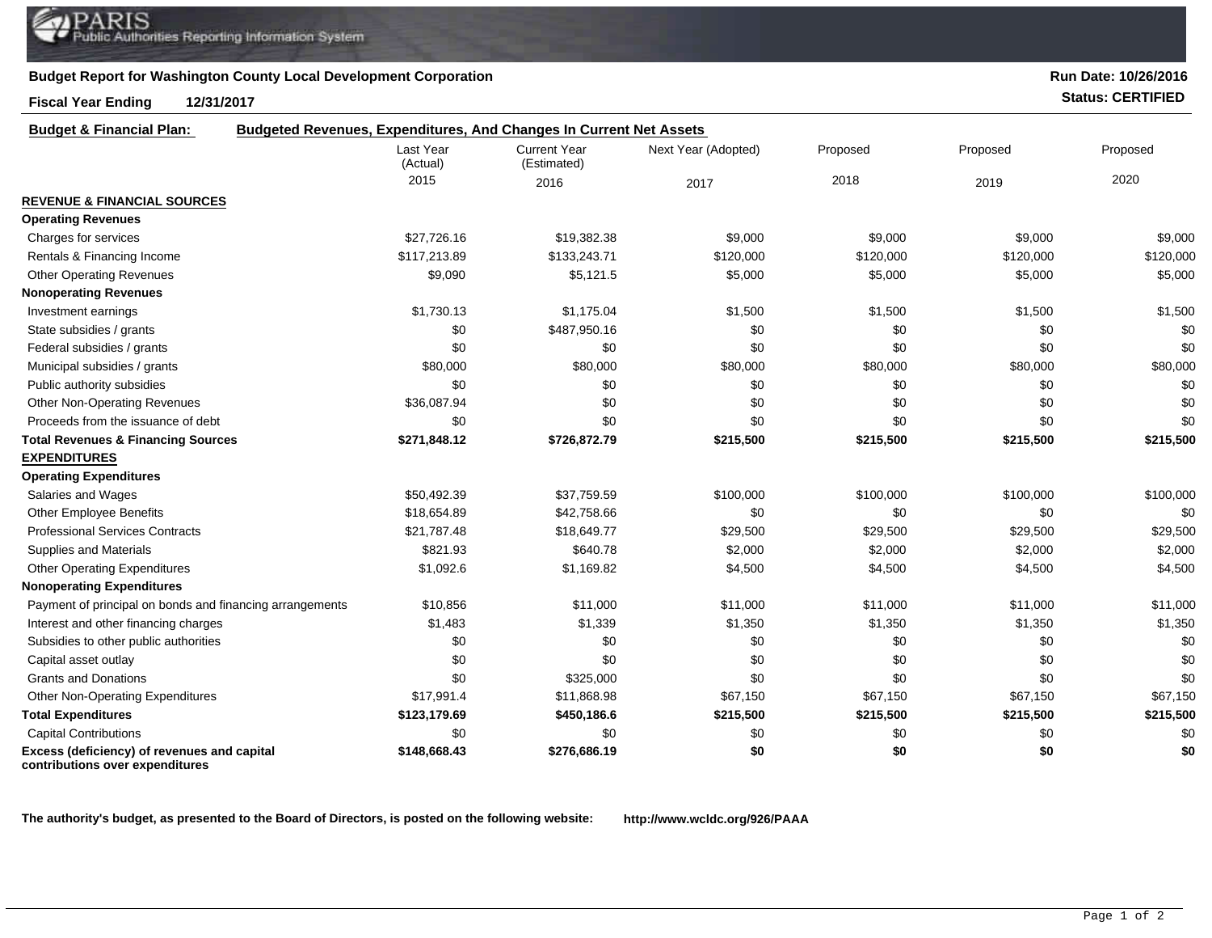PARIS
Public Authorities Reporting Information System

**Budget Report for Washington County Local Development Corporation**

**Run Date: 10/26/2016**

**Fiscal Year Ending 12/31/2017**

**Status: CERTIFIED**

**Budget & Financial Plan:** **Budgeted Revenues, Expenditures, And Changes In Current Net Assets**

| | Last Year (Actual) 2015 | Current Year (Estimated) 2016 | Next Year (Adopted) 2017 | Proposed 2018 | Proposed 2019 | Proposed 2020 |
|---|---|---|---|---|---|---|
| **REVENUE & FINANCIAL SOURCES** | | | | | | |
| **Operating Revenues** | | | | | | |
| Charges for services | $27,726.16 | $19,382.38 | $9,000 | $9,000 | $9,000 | $9,000 |
| Rentals & Financing Income | $117,213.89 | $133,243.71 | $120,000 | $120,000 | $120,000 | $120,000 |
| Other Operating Revenues | $9,090 | $5,121.5 | $5,000 | $5,000 | $5,000 | $5,000 |
| **Nonoperating Revenues** | | | | | | |
| Investment earnings | $1,730.13 | $1,175.04 | $1,500 | $1,500 | $1,500 | $1,500 |
| State subsidies / grants | $0 | $487,950.16 | $0 | $0 | $0 | $0 |
| Federal subsidies / grants | $0 | $0 | $0 | $0 | $0 | $0 |
| Municipal subsidies / grants | $80,000 | $80,000 | $80,000 | $80,000 | $80,000 | $80,000 |
| Public authority subsidies | $0 | $0 | $0 | $0 | $0 | $0 |
| Other Non-Operating Revenues | $36,087.94 | $0 | $0 | $0 | $0 | $0 |
| Proceeds from the issuance of debt | $0 | $0 | $0 | $0 | $0 | $0 |
| **Total Revenues & Financing Sources** | **$271,848.12** | **$726,872.79** | **$215,500** | **$215,500** | **$215,500** | **$215,500** |
| **EXPENDITURES** | | | | | | |
| **Operating Expenditures** | | | | | | |
| Salaries and Wages | $50,492.39 | $37,759.59 | $100,000 | $100,000 | $100,000 | $100,000 |
| Other Employee Benefits | $18,654.89 | $42,758.66 | $0 | $0 | $0 | $0 |
| Professional Services Contracts | $21,787.48 | $18,649.77 | $29,500 | $29,500 | $29,500 | $29,500 |
| Supplies and Materials | $821.93 | $640.78 | $2,000 | $2,000 | $2,000 | $2,000 |
| Other Operating Expenditures | $1,092.6 | $1,169.82 | $4,500 | $4,500 | $4,500 | $4,500 |
| **Nonoperating Expenditures** | | | | | | |
| Payment of principal on bonds and financing arrangements | $10,856 | $11,000 | $11,000 | $11,000 | $11,000 | $11,000 |
| Interest and other financing charges | $1,483 | $1,339 | $1,350 | $1,350 | $1,350 | $1,350 |
| Subsidies to other public authorities | $0 | $0 | $0 | $0 | $0 | $0 |
| Capital asset outlay | $0 | $0 | $0 | $0 | $0 | $0 |
| Grants and Donations | $0 | $325,000 | $0 | $0 | $0 | $0 |
| Other Non-Operating Expenditures | $17,991.4 | $11,868.98 | $67,150 | $67,150 | $67,150 | $67,150 |
| **Total Expenditures** | **$123,179.69** | **$450,186.6** | **$215,500** | **$215,500** | **$215,500** | **$215,500** |
| Capital Contributions | $0 | $0 | $0 | $0 | $0 | $0 |
| **Excess (deficiency) of revenues and capital contributions over expenditures** | **$148,668.43** | **$276,686.19** | **$0** | **$0** | **$0** | **$0** |

**The authority's budget, as presented to the Board of Directors, is posted on the following website:** **http://www.wcldc.org/926/PAAA**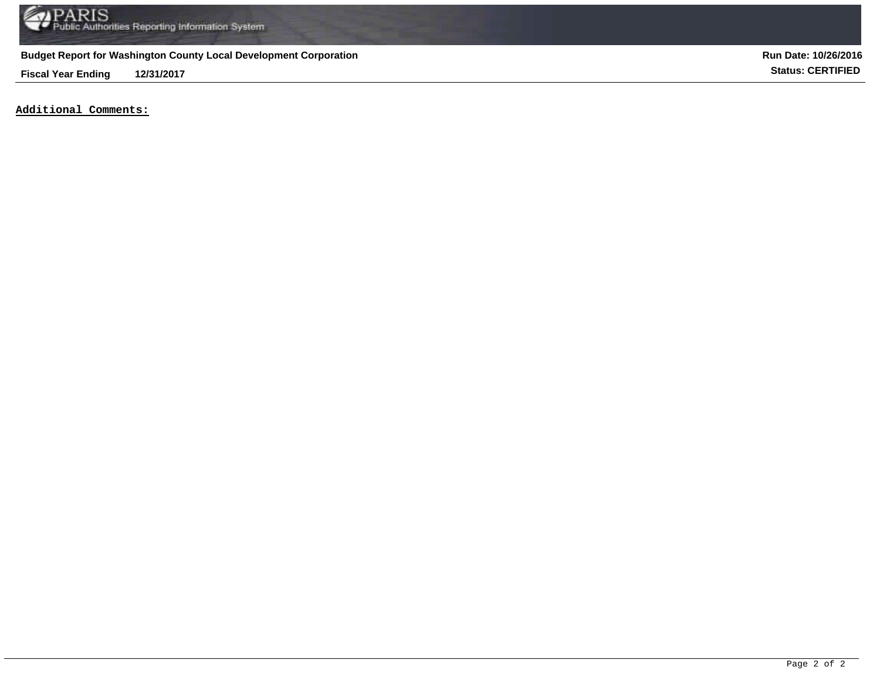**Additional Comments:**